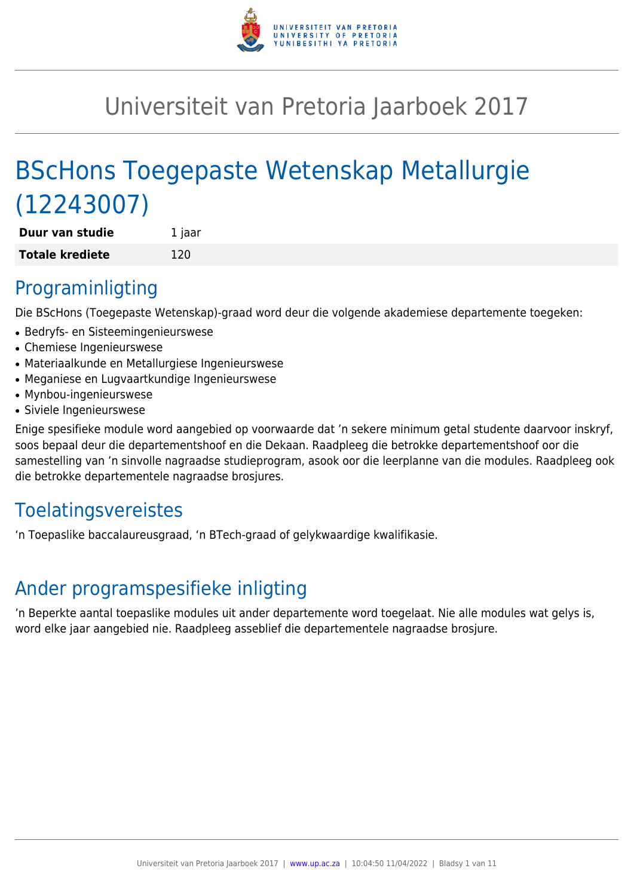# Universiteit van Pretoria Jaarboek 2017

# BScHons Toegepaste Wetenskap Metallurgie (12243007)

| | |
|---|---|
| **Duur van studie** | 1 jaar |
| **Totale krediete** | 120 |

## Programinligting

Die BScHons (Toegepaste Wetenskap)-graad word deur die volgende akademiese departemente toegeken:

- Bedryfs- en Sisteemingenieurswese
- Chemiese Ingenieurswese
- Materiaalkunde en Metallurgiese Ingenieurswese
- Meganiese en Lugvaartkundige Ingenieurswese
- Mynbou-ingenieurswese
- Siviele Ingenieurswese

Enige spesifieke module word aangebied op voorwaarde dat 'n sekere minimum getal studente daarvoor inskryf, soos bepaal deur die departementshoof en die Dekaan. Raadpleeg die betrokke departementshoof oor die samestelling van 'n sinvolle nagraadse studieprogram, asook oor die leerplanne van die modules. Raadpleeg ook die betrokke departementele nagraadse brosjures.

## Toelatingsvereistes

'n Toepaslike baccalaureusgraad, 'n BTech-graad of gelykwaardige kwalifikasie.

## Ander programspesifieke inligting

'n Beperkte aantal toepaslike modules uit ander departemente word toegelaat. Nie alle modules wat gelys is, word elke jaar aangebied nie. Raadpleeg asseblief die departementele nagraadse brosjure.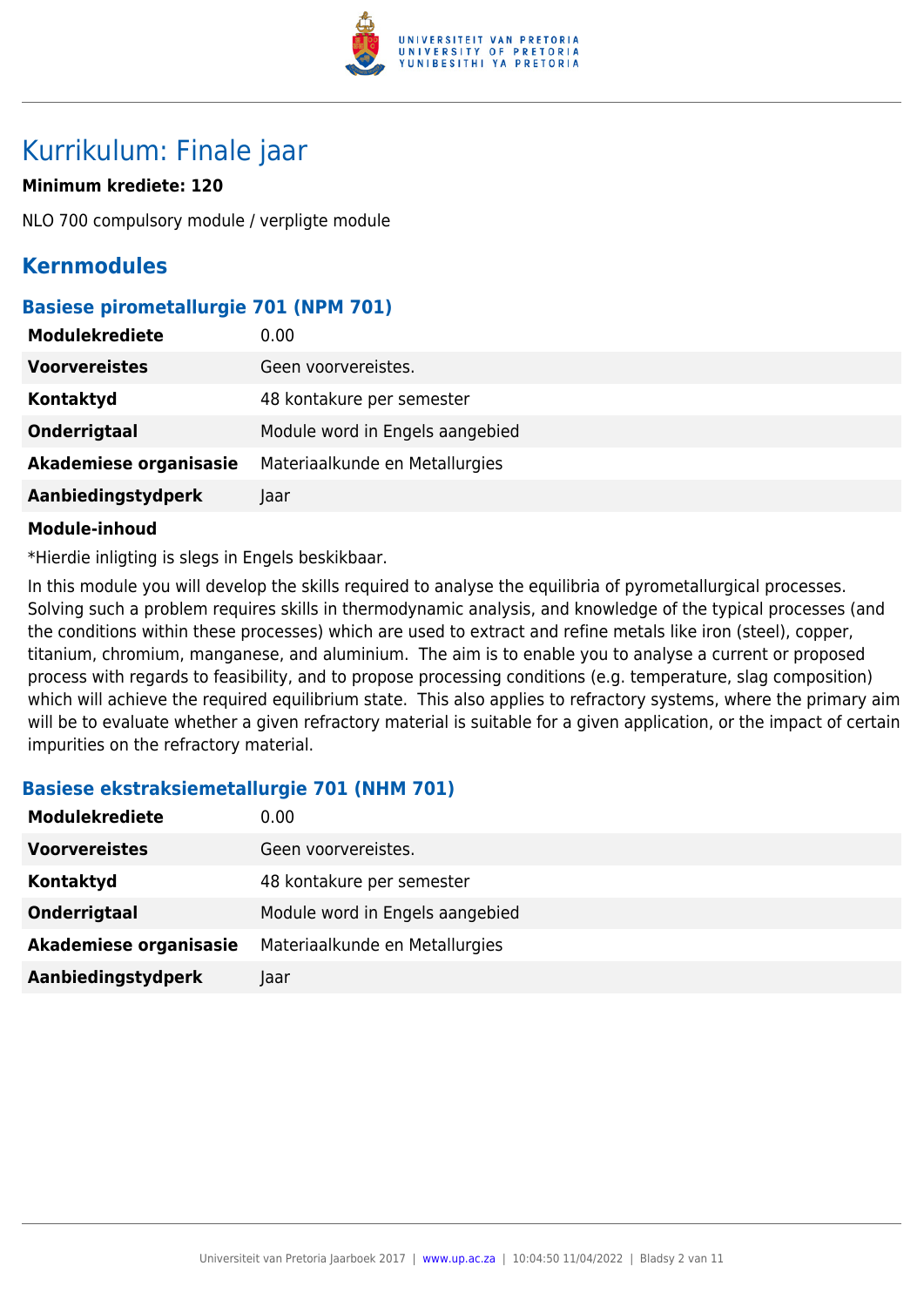# Kurrikulum: Finale jaar

**Minimum krediete: 120**

NLO 700 compulsory module / verpligte module

## Kernmodules

### Basiese pirometallurgie 701 (NPM 701)

| | |
|---|---|
| **Modulekrediete** | 0.00 |
| **Voorvereistes** | Geen voorvereistes. |
| **Kontaktyd** | 48 kontakure per semester |
| **Onderrigtaal** | Module word in Engels aangebied |
| **Akademiese organisasie** | Materiaalkunde en Metallurgies |
| **Aanbiedingstydperk** | Jaar |

**Module-inhoud**

*Hierdie inligting is slegs in Engels beskikbaar.

In this module you will develop the skills required to analyse the equilibria of pyrometallurgical processes. Solving such a problem requires skills in thermodynamic analysis, and knowledge of the typical processes (and the conditions within these processes) which are used to extract and refine metals like iron (steel), copper, titanium, chromium, manganese, and aluminium. The aim is to enable you to analyse a current or proposed process with regards to feasibility, and to propose processing conditions (e.g. temperature, slag composition) which will achieve the required equilibrium state. This also applies to refractory systems, where the primary aim will be to evaluate whether a given refractory material is suitable for a given application, or the impact of certain impurities on the refractory material.

### Basiese ekstraksiemetallurgie 701 (NHM 701)

| | |
|---|---|
| **Modulekrediete** | 0.00 |
| **Voorvereistes** | Geen voorvereistes. |
| **Kontaktyd** | 48 kontakure per semester |
| **Onderrigtaal** | Module word in Engels aangebied |
| **Akademiese organisasie** | Materiaalkunde en Metallurgies |
| **Aanbiedingstydperk** | Jaar |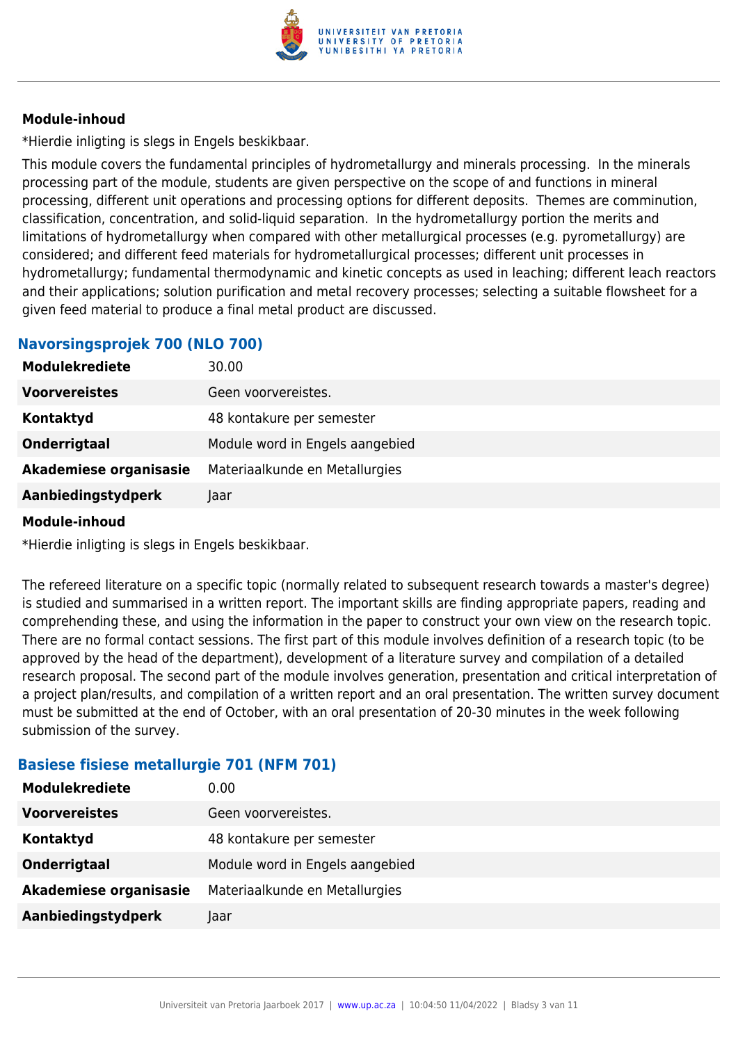**Module-inhoud**

*Hierdie inligting is slegs in Engels beskikbaar.

This module covers the fundamental principles of hydrometallurgy and minerals processing. In the minerals processing part of the module, students are given perspective on the scope of and functions in mineral processing, different unit operations and processing options for different deposits. Themes are comminution, classification, concentration, and solid-liquid separation. In the hydrometallurgy portion the merits and limitations of hydrometallurgy when compared with other metallurgical processes (e.g. pyrometallurgy) are considered; and different feed materials for hydrometallurgical processes; different unit processes in hydrometallurgy; fundamental thermodynamic and kinetic concepts as used in leaching; different leach reactors and their applications; solution purification and metal recovery processes; selecting a suitable flowsheet for a given feed material to produce a final metal product are discussed.

## Navorsingsprojek 700 (NLO 700)

| | |
|---|---|
| **Modulekrediete** | 30.00 |
| **Voorvereistes** | Geen voorvereistes. |
| **Kontaktyd** | 48 kontakure per semester |
| **Onderrigtaal** | Module word in Engels aangebied |
| **Akademiese organisasie** | Materiaalkunde en Metallurgies |
| **Aanbiedingstydperk** | Jaar |

**Module-inhoud**

*Hierdie inligting is slegs in Engels beskikbaar.

The refereed literature on a specific topic (normally related to subsequent research towards a master's degree) is studied and summarised in a written report. The important skills are finding appropriate papers, reading and comprehending these, and using the information in the paper to construct your own view on the research topic. There are no formal contact sessions. The first part of this module involves definition of a research topic (to be approved by the head of the department), development of a literature survey and compilation of a detailed research proposal. The second part of the module involves generation, presentation and critical interpretation of a project plan/results, and compilation of a written report and an oral presentation. The written survey document must be submitted at the end of October, with an oral presentation of 20-30 minutes in the week following submission of the survey.

## Basiese fisiese metallurgie 701 (NFM 701)

| | |
|---|---|
| **Modulekrediete** | 0.00 |
| **Voorvereistes** | Geen voorvereistes. |
| **Kontaktyd** | 48 kontakure per semester |
| **Onderrigtaal** | Module word in Engels aangebied |
| **Akademiese organisasie** | Materiaalkunde en Metallurgies |
| **Aanbiedingstydperk** | Jaar |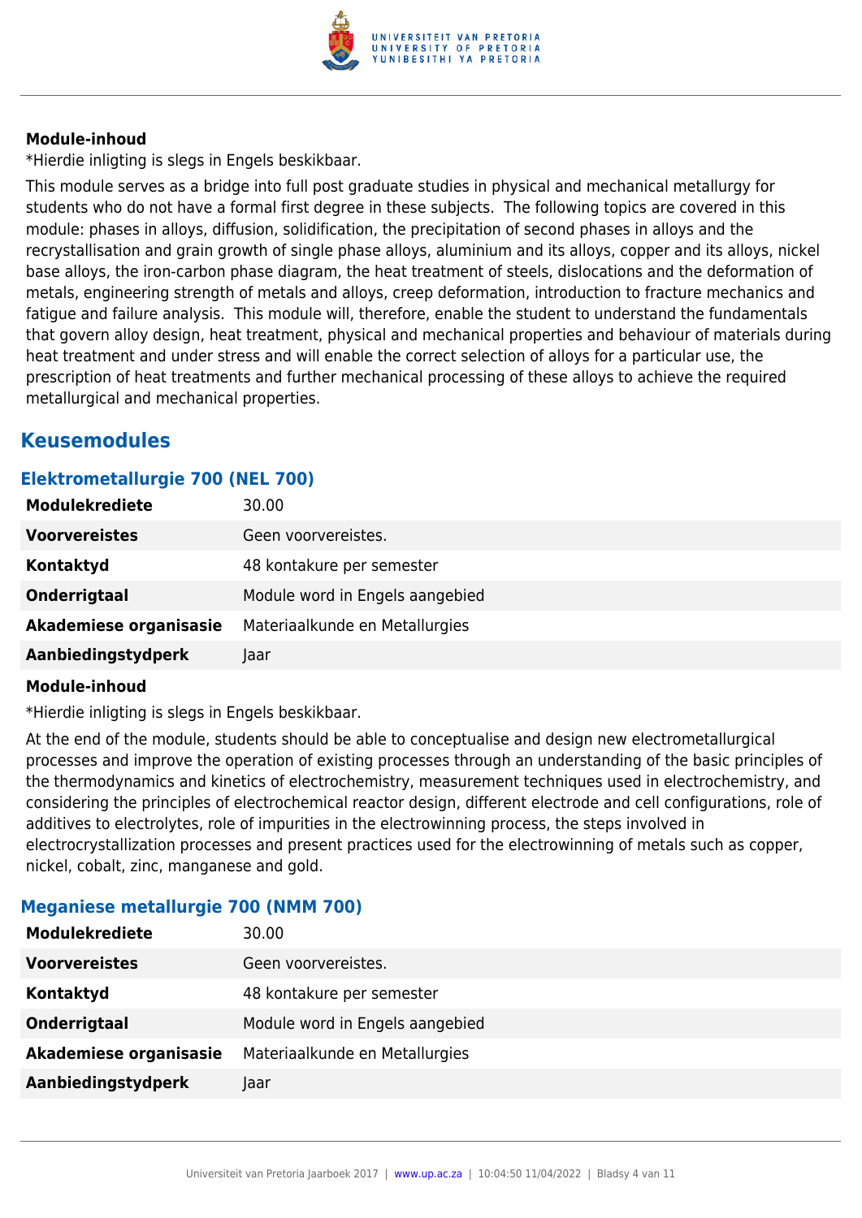**Module-inhoud**

*Hierdie inligting is slegs in Engels beskikbaar.

This module serves as a bridge into full post graduate studies in physical and mechanical metallurgy for students who do not have a formal first degree in these subjects. The following topics are covered in this module: phases in alloys, diffusion, solidification, the precipitation of second phases in alloys and the recrystallisation and grain growth of single phase alloys, aluminium and its alloys, copper and its alloys, nickel base alloys, the iron-carbon phase diagram, the heat treatment of steels, dislocations and the deformation of metals, engineering strength of metals and alloys, creep deformation, introduction to fracture mechanics and fatigue and failure analysis. This module will, therefore, enable the student to understand the fundamentals that govern alloy design, heat treatment, physical and mechanical properties and behaviour of materials during heat treatment and under stress and will enable the correct selection of alloys for a particular use, the prescription of heat treatments and further mechanical processing of these alloys to achieve the required metallurgical and mechanical properties.

## Keusemodules

### Elektrometallurgie 700 (NEL 700)

| | |
|---|---|
| **Modulekrediete** | 30.00 |
| **Voorvereistes** | Geen voorvereistes. |
| **Kontaktyd** | 48 kontakure per semester |
| **Onderrigtaal** | Module word in Engels aangebied |
| **Akademiese organisasie** | Materiaalkunde en Metallurgies |
| **Aanbiedingstydperk** | Jaar |

**Module-inhoud**

*Hierdie inligting is slegs in Engels beskikbaar.

At the end of the module, students should be able to conceptualise and design new electrometallurgical processes and improve the operation of existing processes through an understanding of the basic principles of the thermodynamics and kinetics of electrochemistry, measurement techniques used in electrochemistry, and considering the principles of electrochemical reactor design, different electrode and cell configurations, role of additives to electrolytes, role of impurities in the electrowinning process, the steps involved in electrocrystallization processes and present practices used for the electrowinning of metals such as copper, nickel, cobalt, zinc, manganese and gold.

### Meganiese metallurgie 700 (NMM 700)

| | |
|---|---|
| **Modulekrediete** | 30.00 |
| **Voorvereistes** | Geen voorvereistes. |
| **Kontaktyd** | 48 kontakure per semester |
| **Onderrigtaal** | Module word in Engels aangebied |
| **Akademiese organisasie** | Materiaalkunde en Metallurgies |
| **Aanbiedingstydperk** | Jaar |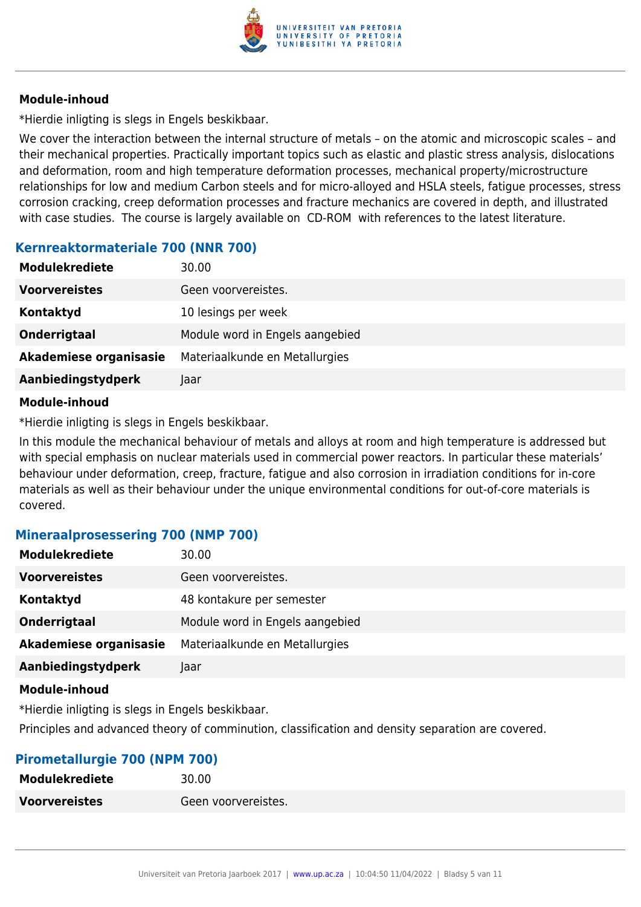#### Module-inhoud

*Hierdie inligting is slegs in Engels beskikbaar.

We cover the interaction between the internal structure of metals – on the atomic and microscopic scales – and their mechanical properties. Practically important topics such as elastic and plastic stress analysis, dislocations and deformation, room and high temperature deformation processes, mechanical property/microstructure relationships for low and medium Carbon steels and for micro-alloyed and HSLA steels, fatigue processes, stress corrosion cracking, creep deformation processes and fracture mechanics are covered in depth, and illustrated with case studies. The course is largely available on CD-ROM with references to the latest literature.

### Kernreaktormateriale 700 (NNR 700)

| | |
|---|---|
| **Modulekrediete** | 30.00 |
| **Voorvereistes** | Geen voorvereistes. |
| **Kontaktyd** | 10 lesings per week |
| **Onderrigtaal** | Module word in Engels aangebied |
| **Akademiese organisasie** | Materiaalkunde en Metallurgies |
| **Aanbiedingstydperk** | Jaar |

#### Module-inhoud

*Hierdie inligting is slegs in Engels beskikbaar.

In this module the mechanical behaviour of metals and alloys at room and high temperature is addressed but with special emphasis on nuclear materials used in commercial power reactors. In particular these materials' behaviour under deformation, creep, fracture, fatigue and also corrosion in irradiation conditions for in-core materials as well as their behaviour under the unique environmental conditions for out-of-core materials is covered.

### Mineraalprosessering 700 (NMP 700)

| | |
|---|---|
| **Modulekrediete** | 30.00 |
| **Voorvereistes** | Geen voorvereistes. |
| **Kontaktyd** | 48 kontakure per semester |
| **Onderrigtaal** | Module word in Engels aangebied |
| **Akademiese organisasie** | Materiaalkunde en Metallurgies |
| **Aanbiedingstydperk** | Jaar |

#### Module-inhoud

*Hierdie inligting is slegs in Engels beskikbaar.

Principles and advanced theory of comminution, classification and density separation are covered.

### Pirometallurgie 700 (NPM 700)

| | |
|---|---|
| **Modulekrediete** | 30.00 |
| **Voorvereistes** | Geen voorvereistes. |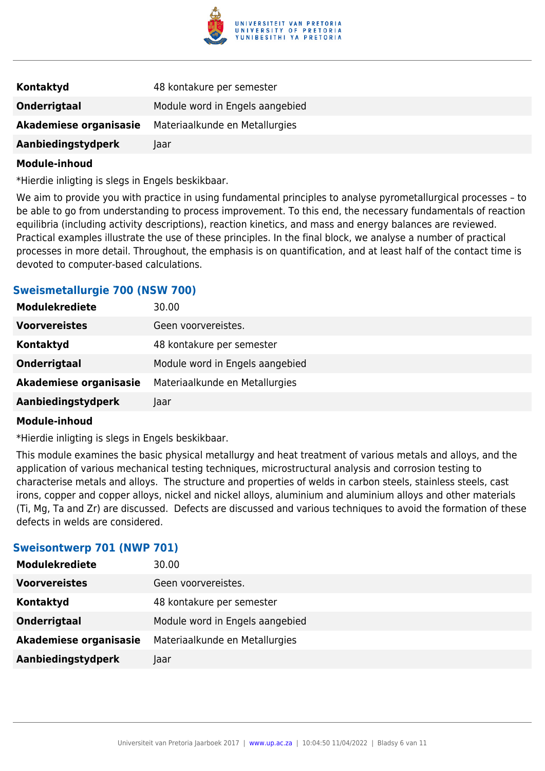| | |
|---|---|
| **Kontaktyd** | 48 kontakure per semester |
| **Onderrigtaal** | Module word in Engels aangebied |
| **Akademiese organisasie** | Materiaalkunde en Metallurgies |
| **Aanbiedingstydperk** | Jaar |

**Module-inhoud**

*Hierdie inligting is slegs in Engels beskikbaar.

We aim to provide you with practice in using fundamental principles to analyse pyrometallurgical processes – to be able to go from understanding to process improvement. To this end, the necessary fundamentals of reaction equilibria (including activity descriptions), reaction kinetics, and mass and energy balances are reviewed. Practical examples illustrate the use of these principles. In the final block, we analyse a number of practical processes in more detail. Throughout, the emphasis is on quantification, and at least half of the contact time is devoted to computer-based calculations.

### Sweismetallurgie 700 (NSW 700)

| | |
|---|---|
| **Modulekrediete** | 30.00 |
| **Voorvereistes** | Geen voorvereistes. |
| **Kontaktyd** | 48 kontakure per semester |
| **Onderrigtaal** | Module word in Engels aangebied |
| **Akademiese organisasie** | Materiaalkunde en Metallurgies |
| **Aanbiedingstydperk** | Jaar |

**Module-inhoud**

*Hierdie inligting is slegs in Engels beskikbaar.

This module examines the basic physical metallurgy and heat treatment of various metals and alloys, and the application of various mechanical testing techniques, microstructural analysis and corrosion testing to characterise metals and alloys. The structure and properties of welds in carbon steels, stainless steels, cast irons, copper and copper alloys, nickel and nickel alloys, aluminium and aluminium alloys and other materials (Ti, Mg, Ta and Zr) are discussed. Defects are discussed and various techniques to avoid the formation of these defects in welds are considered.

### Sweisontwerp 701 (NWP 701)

| | |
|---|---|
| **Modulekrediete** | 30.00 |
| **Voorvereistes** | Geen voorvereistes. |
| **Kontaktyd** | 48 kontakure per semester |
| **Onderrigtaal** | Module word in Engels aangebied |
| **Akademiese organisasie** | Materiaalkunde en Metallurgies |
| **Aanbiedingstydperk** | Jaar |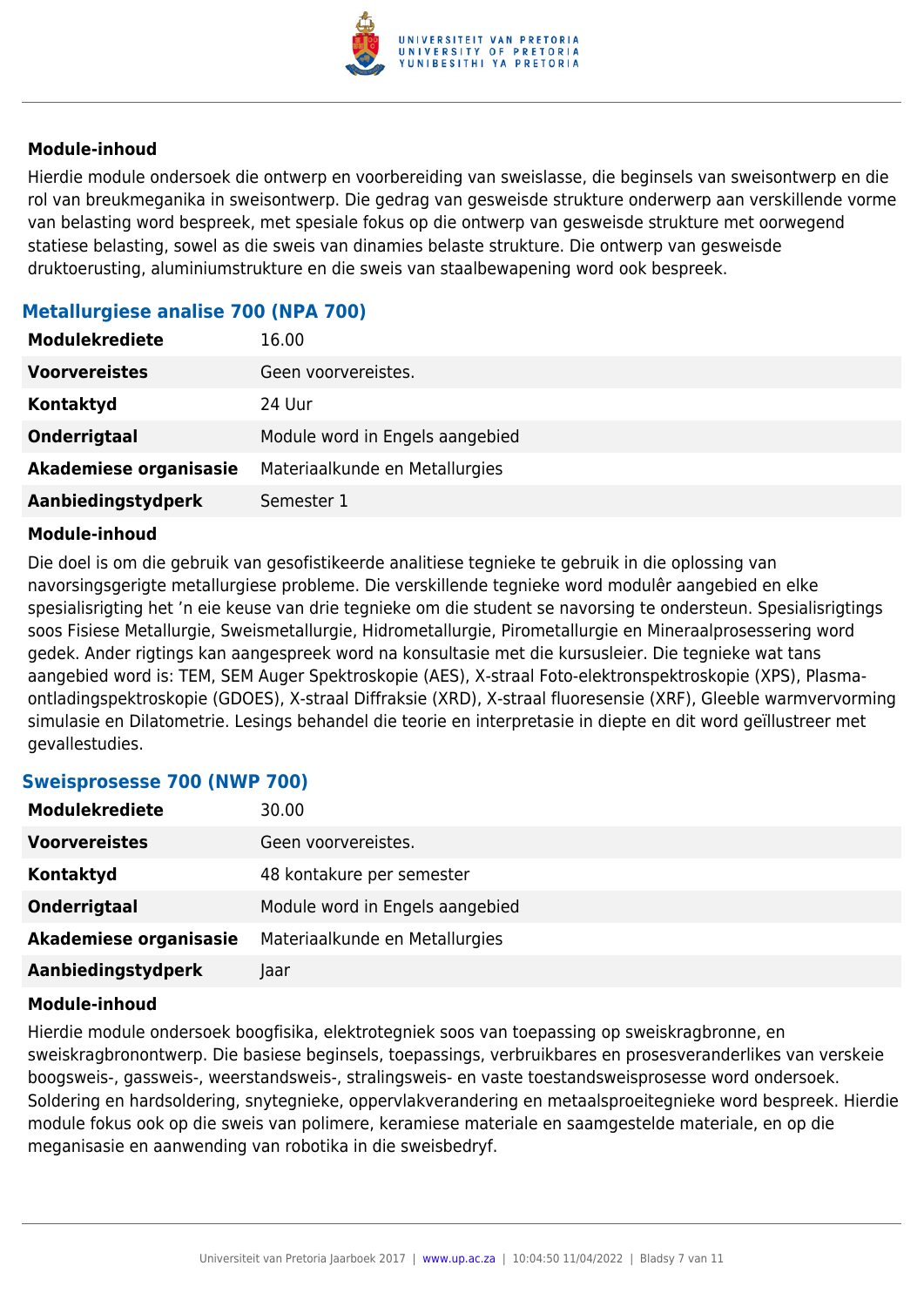#### Module-inhoud

Hierdie module ondersoek die ontwerp en voorbereiding van sweislasse, die beginsels van sweisontwerp en die rol van breukmeganika in sweisontwerp. Die gedrag van gesweisde strukture onderwerp aan verskillende vorme van belasting word bespreek, met spesiale fokus op die ontwerp van gesweisde strukture met oorwegend statiese belasting, sowel as die sweis van dinamies belaste strukture. Die ontwerp van gesweisde druktoerusting, aluminiumstrukture en die sweis van staalbewapening word ook bespreek.

### Metallurgiese analise 700 (NPA 700)

| | |
|---|---|
| **Modulekrediete** | 16.00 |
| **Voorvereistes** | Geen voorvereistes. |
| **Kontaktyd** | 24 Uur |
| **Onderrigtaal** | Module word in Engels aangebied |
| **Akademiese organisasie** | Materiaalkunde en Metallurgies |
| **Aanbiedingstydperk** | Semester 1 |

#### Module-inhoud

Die doel is om die gebruik van gesofistikeerde analitiese tegnieke te gebruik in die oplossing van navorsingsgerigte metallurgiese probleme. Die verskillende tegnieke word modulêr aangebied en elke spesialisrigting het 'n eie keuse van drie tegnieke om die student se navorsing te ondersteun. Spesialisrigtings soos Fisiese Metallurgie, Sweismetallurgie, Hidrometallurgie, Pirometallurgie en Mineraalprosessering word gedek. Ander rigtings kan aangespreek word na konsultasie met die kursusleier. Die tegnieke wat tans aangebied word is: TEM, SEM Auger Spektroskopie (AES), X-straal Foto-elektronspektroskopie (XPS), Plasma-ontladingspektroskopie (GDOES), X-straal Diffraksie (XRD), X-straal fluoresensie (XRF), Gleeble warmvervorming simulasie en Dilatometrie. Lesings behandel die teorie en interpretasie in diepte en dit word geïllustreer met gevallestudies.

### Sweisprosesse 700 (NWP 700)

| | |
|---|---|
| **Modulekrediete** | 30.00 |
| **Voorvereistes** | Geen voorvereistes. |
| **Kontaktyd** | 48 kontakure per semester |
| **Onderrigtaal** | Module word in Engels aangebied |
| **Akademiese organisasie** | Materiaalkunde en Metallurgies |
| **Aanbiedingstydperk** | Jaar |

#### Module-inhoud

Hierdie module ondersoek boogfisika, elektrotegniek soos van toepassing op sweiskragbronne, en sweiskragbronontwerp. Die basiese beginsels, toepassings, verbruikbares en prosesveranderlikes van verskeie boogsweis-, gassweis-, weerstandsweis-, stralingsweis- en vaste toestandsweisprosesse word ondersoek. Soldering en hardsoldering, snytegnieke, oppervlakverandering en metaalsproeitegnieke word bespreek. Hierdie module fokus ook op die sweis van polimere, keramiese materiale en saamgestelde materiale, en op die meganisasie en aanwending van robotika in die sweisbedryf.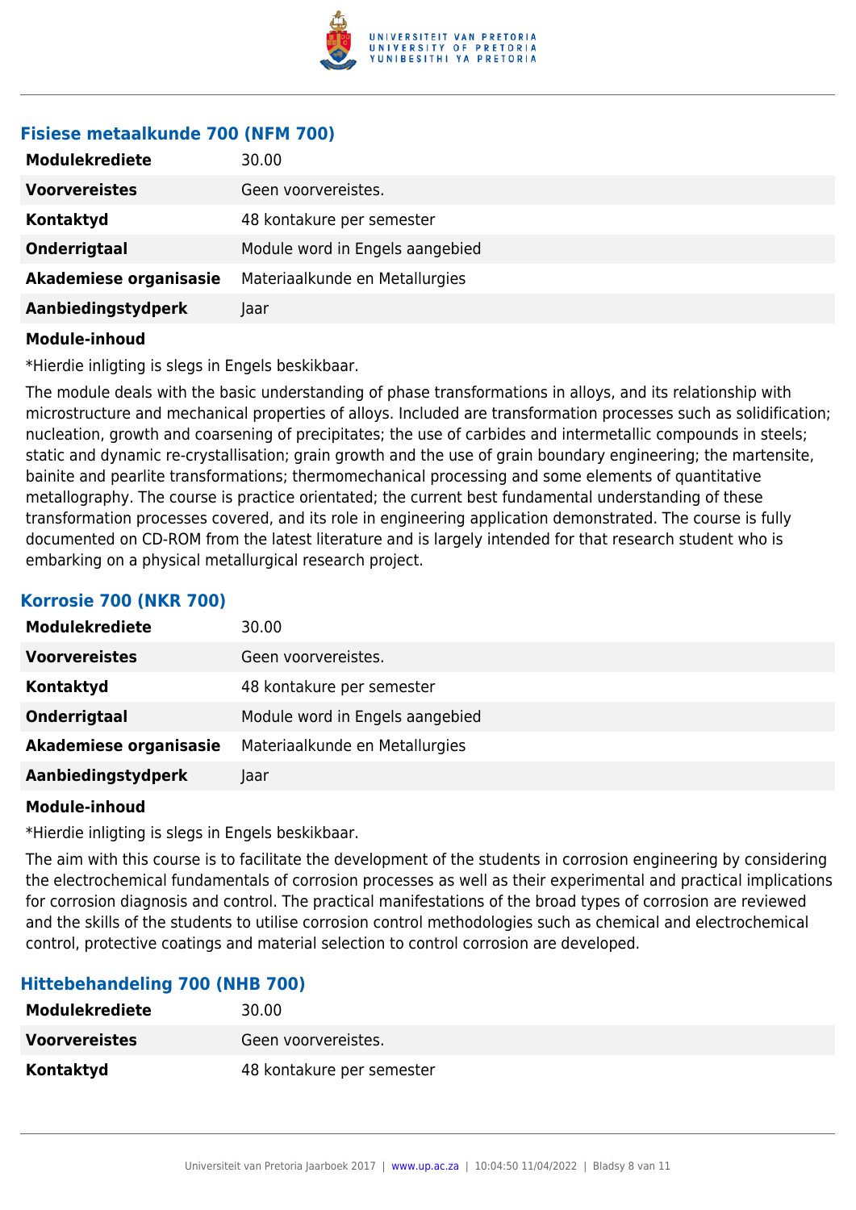### Fisiese metaalkunde 700 (NFM 700)

| | |
|---|---|
| **Modulekrediete** | 30.00 |
| **Voorvereistes** | Geen voorvereistes. |
| **Kontaktyd** | 48 kontakure per semester |
| **Onderrigtaal** | Module word in Engels aangebied |
| **Akademiese organisasie** | Materiaalkunde en Metallurgies |
| **Aanbiedingstydperk** | Jaar |

**Module-inhoud**

*Hierdie inligting is slegs in Engels beskikbaar.

The module deals with the basic understanding of phase transformations in alloys, and its relationship with microstructure and mechanical properties of alloys. Included are transformation processes such as solidification; nucleation, growth and coarsening of precipitates; the use of carbides and intermetallic compounds in steels; static and dynamic re-crystallisation; grain growth and the use of grain boundary engineering; the martensite, bainite and pearlite transformations; thermomechanical processing and some elements of quantitative metallography. The course is practice orientated; the current best fundamental understanding of these transformation processes covered, and its role in engineering application demonstrated. The course is fully documented on CD-ROM from the latest literature and is largely intended for that research student who is embarking on a physical metallurgical research project.

### Korrosie 700 (NKR 700)

| | |
|---|---|
| **Modulekrediete** | 30.00 |
| **Voorvereistes** | Geen voorvereistes. |
| **Kontaktyd** | 48 kontakure per semester |
| **Onderrigtaal** | Module word in Engels aangebied |
| **Akademiese organisasie** | Materiaalkunde en Metallurgies |
| **Aanbiedingstydperk** | Jaar |

**Module-inhoud**

*Hierdie inligting is slegs in Engels beskikbaar.

The aim with this course is to facilitate the development of the students in corrosion engineering by considering the electrochemical fundamentals of corrosion processes as well as their experimental and practical implications for corrosion diagnosis and control. The practical manifestations of the broad types of corrosion are reviewed and the skills of the students to utilise corrosion control methodologies such as chemical and electrochemical control, protective coatings and material selection to control corrosion are developed.

### Hittebehandeling 700 (NHB 700)

| | |
|---|---|
| **Modulekrediete** | 30.00 |
| **Voorvereistes** | Geen voorvereistes. |
| **Kontaktyd** | 48 kontakure per semester |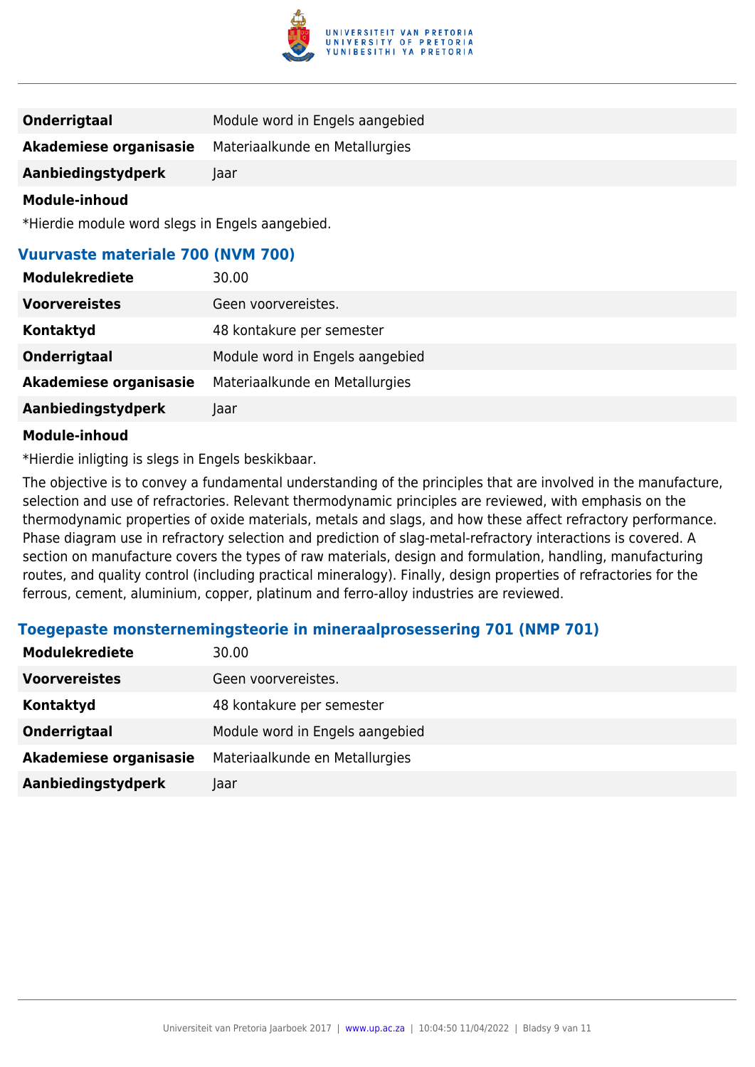| | |
|---|---|
| **Onderrigtaal** | Module word in Engels aangebied |
| **Akademiese organisasie** | Materiaalkunde en Metallurgies |
| **Aanbiedingstydperk** | Jaar |

**Module-inhoud**

*Hierdie module word slegs in Engels aangebied.

### Vuurvaste materiale 700 (NVM 700)

| | |
|---|---|
| **Modulekrediete** | 30.00 |
| **Voorvereistes** | Geen voorvereistes. |
| **Kontaktyd** | 48 kontakure per semester |
| **Onderrigtaal** | Module word in Engels aangebied |
| **Akademiese organisasie** | Materiaalkunde en Metallurgies |
| **Aanbiedingstydperk** | Jaar |

**Module-inhoud**

*Hierdie inligting is slegs in Engels beskikbaar.

The objective is to convey a fundamental understanding of the principles that are involved in the manufacture, selection and use of refractories. Relevant thermodynamic principles are reviewed, with emphasis on the thermodynamic properties of oxide materials, metals and slags, and how these affect refractory performance. Phase diagram use in refractory selection and prediction of slag-metal-refractory interactions is covered. A section on manufacture covers the types of raw materials, design and formulation, handling, manufacturing routes, and quality control (including practical mineralogy). Finally, design properties of refractories for the ferrous, cement, aluminium, copper, platinum and ferro-alloy industries are reviewed.

### Toegepaste monsternemingsteorie in mineraalprosessering 701 (NMP 701)

| | |
|---|---|
| **Modulekrediete** | 30.00 |
| **Voorvereistes** | Geen voorvereistes. |
| **Kontaktyd** | 48 kontakure per semester |
| **Onderrigtaal** | Module word in Engels aangebied |
| **Akademiese organisasie** | Materiaalkunde en Metallurgies |
| **Aanbiedingstydperk** | Jaar |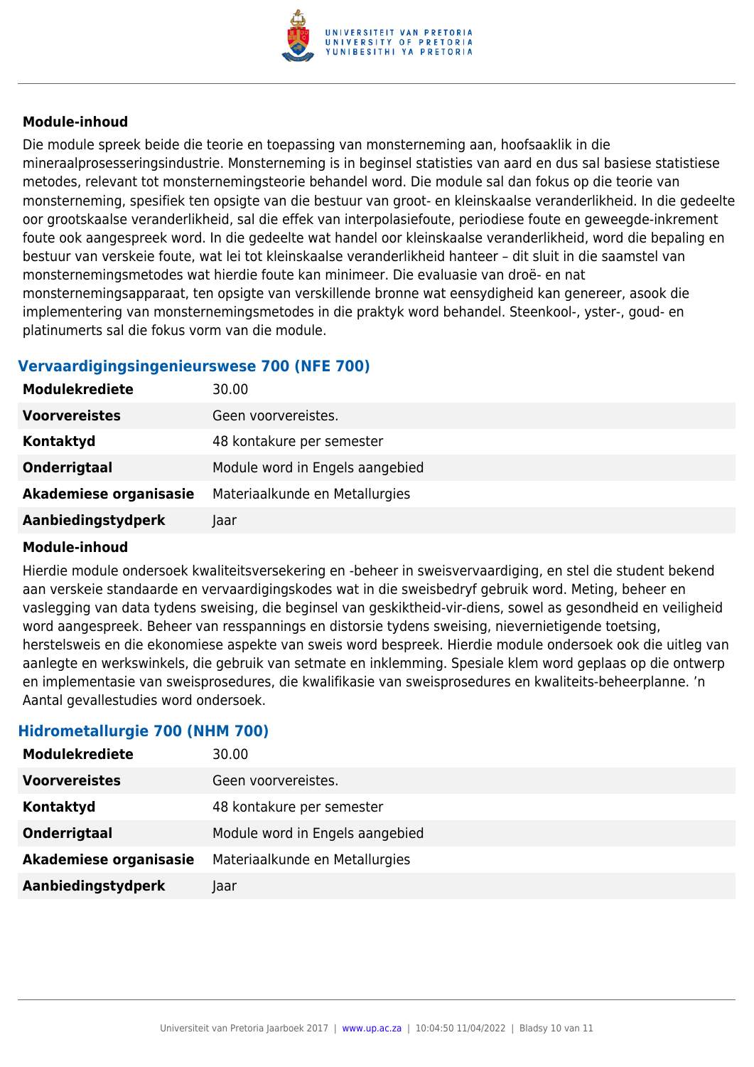#### Module-inhoud

Die module spreek beide die teorie en toepassing van monsterneming aan, hoofsaaklik in die mineraalprosesseringsindustrie. Monsterneming is in beginsel statisties van aard en dus sal basiese statistiese metodes, relevant tot monsternemingsteorie behandel word. Die module sal dan fokus op die teorie van monsterneming, spesifiek ten opsigte van die bestuur van groot- en kleinskaalse veranderlikheid. In die gedeelte oor grootskaalse veranderlikheid, sal die effek van interpolasiefoute, periodiese foute en geweegde-inkrement foute ook aangespreek word. In die gedeelte wat handel oor kleinskaalse veranderlikheid, word die bepaling en bestuur van verskeie foute, wat lei tot kleinskaalse veranderlikheid hanteer – dit sluit in die saamstel van monsternemingsmetodes wat hierdie foute kan minimeer. Die evaluasie van droë- en nat monsternemingsapparaat, ten opsigte van verskillende bronne wat eensydigheid kan genereer, asook die implementering van monsternemingsmetodes in die praktyk word behandel. Steenkool-, yster-, goud- en platinumerts sal die fokus vorm van die module.

### Vervaardigingsingenieurswese 700 (NFE 700)

| | |
|---|---|
| **Modulekrediete** | 30.00 |
| **Voorvereistes** | Geen voorvereistes. |
| **Kontaktyd** | 48 kontakure per semester |
| **Onderrigtaal** | Module word in Engels aangebied |
| **Akademiese organisasie** | Materiaalkunde en Metallurgies |
| **Aanbiedingstydperk** | Jaar |

#### Module-inhoud

Hierdie module ondersoek kwaliteitsversekering en -beheer in sweisvervaardiging, en stel die student bekend aan verskeie standaarde en vervaardigingskodes wat in die sweisbedryf gebruik word. Meting, beheer en vaslegging van data tydens sweising, die beginsel van geskiktheid-vir-diens, sowel as gesondheid en veiligheid word aangespreek. Beheer van resspannings en distorsie tydens sweising, nievernietigende toetsing, herstelsweis en die ekonomiese aspekte van sweis word bespreek. Hierdie module ondersoek ook die uitleg van aanlegte en werkswinkels, die gebruik van setmate en inklemming. Spesiale klem word geplaas op die ontwerp en implementasie van sweisprosedures, die kwalifikasie van sweisprosedures en kwaliteits-beheerplanne. ’n Aantal gevallestudies word ondersoek.

### Hidrometallurgie 700 (NHM 700)

| | |
|---|---|
| **Modulekrediete** | 30.00 |
| **Voorvereistes** | Geen voorvereistes. |
| **Kontaktyd** | 48 kontakure per semester |
| **Onderrigtaal** | Module word in Engels aangebied |
| **Akademiese organisasie** | Materiaalkunde en Metallurgies |
| **Aanbiedingstydperk** | Jaar |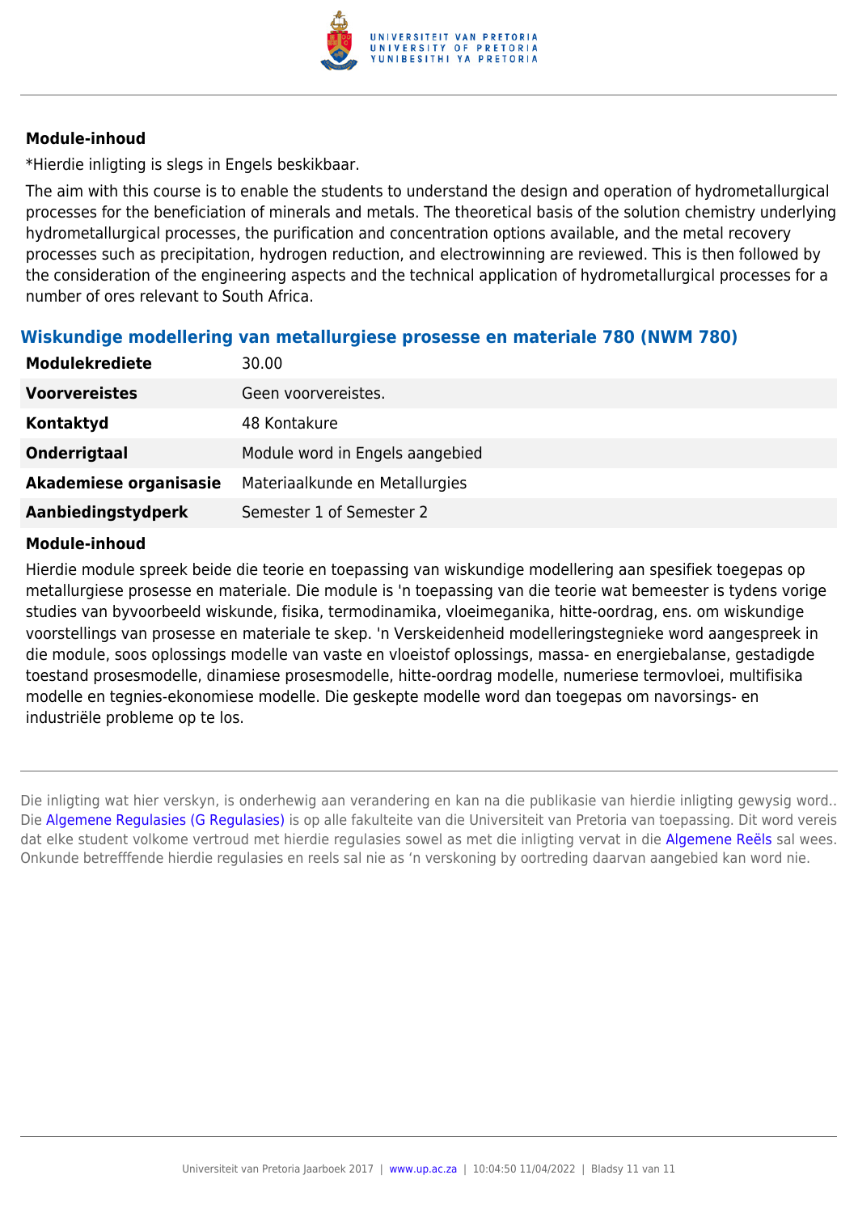**Module-inhoud**

*Hierdie inligting is slegs in Engels beskikbaar.

The aim with this course is to enable the students to understand the design and operation of hydrometallurgical processes for the beneficiation of minerals and metals. The theoretical basis of the solution chemistry underlying hydrometallurgical processes, the purification and concentration options available, and the metal recovery processes such as precipitation, hydrogen reduction, and electrowinning are reviewed. This is then followed by the consideration of the engineering aspects and the technical application of hydrometallurgical processes for a number of ores relevant to South Africa.

## Wiskundige modellering van metallurgiese prosesse en materiale 780 (NWM 780)

| | |
|---|---|
| **Modulekrediete** | 30.00 |
| **Voorvereistes** | Geen voorvereistes. |
| **Kontaktyd** | 48 Kontakure |
| **Onderrigtaal** | Module word in Engels aangebied |
| **Akademiese organisasie** | Materiaalkunde en Metallurgies |
| **Aanbiedingstydperk** | Semester 1 of Semester 2 |

**Module-inhoud**

Hierdie module spreek beide die teorie en toepassing van wiskundige modellering aan spesifiek toegepas op metallurgiese prosesse en materiale. Die module is 'n toepassing van die teorie wat bemeester is tydens vorige studies van byvoorbeeld wiskunde, fisika, termodinamika, vloeimeganika, hitte-oordrag, ens. om wiskundige voorstellings van prosesse en materiale te skep. 'n Verskeidenheid modelleringstegnieke word aangespreek in die module, soos oplossings modelle van vaste en vloeistof oplossings, massa- en energiebalanse, gestadigde toestand prosesmodelle, dinamiese prosesmodelle, hitte-oordrag modelle, numeriese termovloei, multifisika modelle en tegnies-ekonomiese modelle. Die geskepte modelle word dan toegepas om navorsings- en industriële probleme op te los.

---

Die inligting wat hier verskyn, is onderhewig aan verandering en kan na die publikasie van hierdie inligting gewysig word.. Die Algemene Regulasies (G Regulasies) is op alle fakulteite van die Universiteit van Pretoria van toepassing. Dit word vereis dat elke student volkome vertroud met hierdie regulasies sowel as met die inligting vervat in die Algemene Reëls sal wees. Onkunde betrefffende hierdie regulasies en reels sal nie as 'n verskoning by oortreding daarvan aangebied kan word nie.